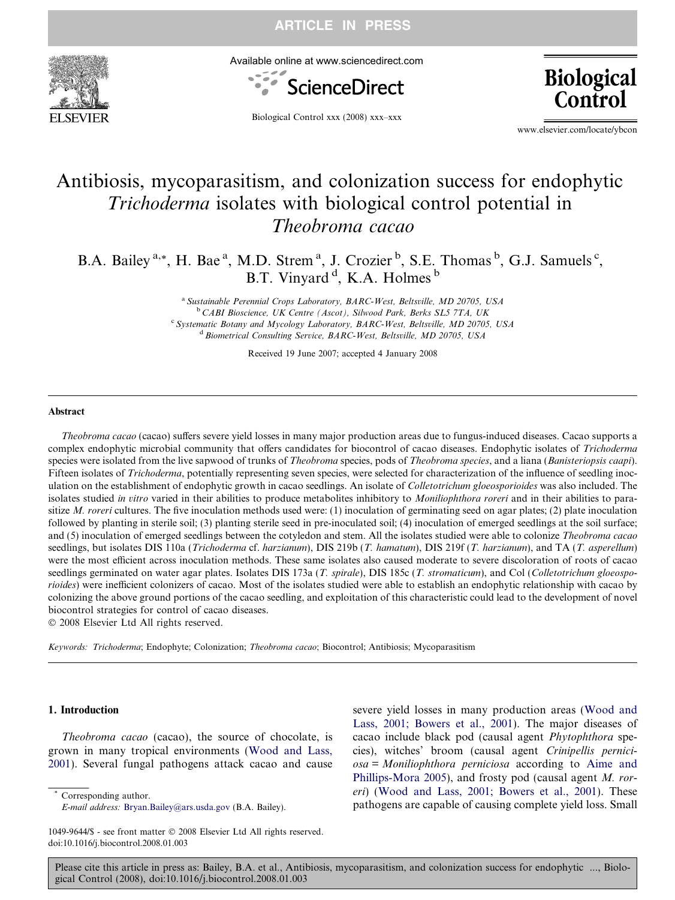# Antibiosis, mycoparasitism, and colonization success for endophytic *Trichoderma* isolates with biological control potential in *Theobroma cacao*

B.A. Bailey [a,*], H. Bae [a], M.D. Strem [a], J. Crozier [b], S.E. Thomas [b], G.J. Samuels [c], B.T. Vinyard [d], K.A. Holmes [b]

[a] *Sustainable Perennial Crops Laboratory, BARC-West, Beltsville, MD 20705, USA*
[b] *CABI Bioscience, UK Centre (Ascot), Silwood Park, Berks SL5 7TA, UK*
[c] *Systematic Botany and Mycology Laboratory, BARC-West, Beltsville, MD 20705, USA*
[d] *Biometrical Consulting Service, BARC-West, Beltsville, MD 20705, USA*

Received 19 June 2007; accepted 4 January 2008

## Abstract

*Theobroma cacao* (cacao) suffers severe yield losses in many major production areas due to fungus-induced diseases. Cacao supports a complex endophytic microbial community that offers candidates for biocontrol of cacao diseases. Endophytic isolates of *Trichoderma* species were isolated from the live sapwood of trunks of *Theobroma* species, pods of *Theobroma species*, and a liana (*Banisteriopsis caapi*). Fifteen isolates of *Trichoderma*, potentially representing seven species, were selected for characterization of the influence of seedling inoculation on the establishment of endophytic growth in cacao seedlings. An isolate of *Colletotrichum gloeosporioides* was also included. The isolates studied *in vitro* varied in their abilities to produce metabolites inhibitory to *Moniliophthora roreri* and in their abilities to parasitize *M. roreri* cultures. The five inoculation methods used were: (1) inoculation of germinating seed on agar plates; (2) plate inoculation followed by planting in sterile soil; (3) planting sterile seed in pre-inoculated soil; (4) inoculation of emerged seedlings at the soil surface; and (5) inoculation of emerged seedlings between the cotyledon and stem. All the isolates studied were able to colonize *Theobroma cacao* seedlings, but isolates DIS 110a (*Trichoderma* cf. *harzianum*), DIS 219b (*T. hamatum*), DIS 219f (*T. harzianum*), and TA (*T. asperellum*) were the most efficient across inoculation methods. These same isolates also caused moderate to severe discoloration of roots of cacao seedlings germinated on water agar plates. Isolates DIS 173a (*T. spirale*), DIS 185c (*T. stromaticum*), and Col (*Colletotrichum gloeosporioides*) were inefficient colonizers of cacao. Most of the isolates studied were able to establish an endophytic relationship with cacao by colonizing the above ground portions of the cacao seedling, and exploitation of this characteristic could lead to the development of novel biocontrol strategies for control of cacao diseases.

© 2008 Elsevier Ltd All rights reserved.

*Keywords:* *Trichoderma*; Endophyte; Colonization; *Theobroma cacao*; Biocontrol; Antibiosis; Mycoparasitism

## 1. Introduction

*Theobroma cacao* (cacao), the source of chocolate, is grown in many tropical environments (Wood and Lass, 2001). Several fungal pathogens attack cacao and cause severe yield losses in many production areas (Wood and Lass, 2001; Bowers et al., 2001). The major diseases of cacao include black pod (causal agent *Phytophthora* species), witches' broom (causal agent *Crinipellis perniciosa* = *Moniliophthora perniciosa* according to Aime and Phillips-Mora 2005), and frosty pod (causal agent *M. roreri*) (Wood and Lass, 2001; Bowers et al., 2001). These pathogens are capable of causing complete yield loss. Small

\* Corresponding author.
*E-mail address:* Bryan.Bailey@ars.usda.gov (B.A. Bailey).

1049-9644/$ - see front matter © 2008 Elsevier Ltd All rights reserved.
doi:10.1016/j.biocontrol.2008.01.003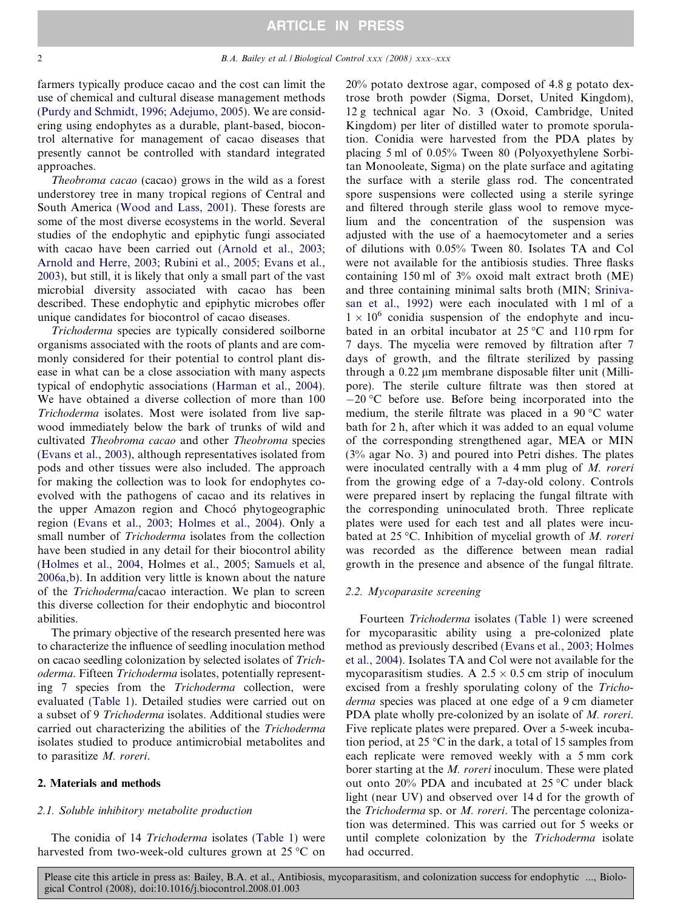farmers typically produce cacao and the cost can limit the use of chemical and cultural disease management methods (Purdy and Schmidt, 1996; Adejumo, 2005). We are considering using endophytes as a durable, plant-based, biocontrol alternative for management of cacao diseases that presently cannot be controlled with standard integrated approaches.

*Theobroma cacao* (cacao) grows in the wild as a forest understorey tree in many tropical regions of Central and South America (Wood and Lass, 2001). These forests are some of the most diverse ecosystems in the world. Several studies of the endophytic and epiphytic fungi associated with cacao have been carried out (Arnold et al., 2003; Arnold and Herre, 2003; Rubini et al., 2005; Evans et al., 2003), but still, it is likely that only a small part of the vast microbial diversity associated with cacao has been described. These endophytic and epiphytic microbes offer unique candidates for biocontrol of cacao diseases.

*Trichoderma* species are typically considered soilborne organisms associated with the roots of plants and are commonly considered for their potential to control plant disease in what can be a close association with many aspects typical of endophytic associations (Harman et al., 2004). We have obtained a diverse collection of more than 100 *Trichoderma* isolates. Most were isolated from live sapwood immediately below the bark of trunks of wild and cultivated *Theobroma cacao* and other *Theobroma* species (Evans et al., 2003), although representatives isolated from pods and other tissues were also included. The approach for making the collection was to look for endophytes co-evolved with the pathogens of cacao and its relatives in the upper Amazon region and Chocó phytogeographic region (Evans et al., 2003; Holmes et al., 2004). Only a small number of *Trichoderma* isolates from the collection have been studied in any detail for their biocontrol ability (Holmes et al., 2004, Holmes et al., 2005; Samuels et al, 2006a,b). In addition very little is known about the nature of the *Trichoderma*/cacao interaction. We plan to screen this diverse collection for their endophytic and biocontrol abilities.

The primary objective of the research presented here was to characterize the influence of seedling inoculation method on cacao seedling colonization by selected isolates of *Trichoderma*. Fifteen *Trichoderma* isolates, potentially representing 7 species from the *Trichoderma* collection, were evaluated (Table 1). Detailed studies were carried out on a subset of 9 *Trichoderma* isolates. Additional studies were carried out characterizing the abilities of the *Trichoderma* isolates studied to produce antimicrobial metabolites and to parasitize *M. roreri*.

## 2. Materials and methods

### 2.1. Soluble inhibitory metabolite production

The conidia of 14 *Trichoderma* isolates (Table 1) were harvested from two-week-old cultures grown at 25 °C on 20% potato dextrose agar, composed of 4.8 g potato dextrose broth powder (Sigma, Dorset, United Kingdom), 12 g technical agar No. 3 (Oxoid, Cambridge, United Kingdom) per liter of distilled water to promote sporulation. Conidia were harvested from the PDA plates by placing 5 ml of 0.05% Tween 80 (Polyoxyethylene Sorbitan Monooleate, Sigma) on the plate surface and agitating the surface with a sterile glass rod. The concentrated spore suspensions were collected using a sterile syringe and filtered through sterile glass wool to remove mycelium and the concentration of the suspension was adjusted with the use of a haemocytometer and a series of dilutions with 0.05% Tween 80. Isolates TA and Col were not available for the antibiosis studies. Three flasks containing 150 ml of 3% oxoid malt extract broth (ME) and three containing minimal salts broth (MIN; Srinivasan et al., 1992) were each inoculated with 1 ml of a $1 \times 10^6$ conidia suspension of the endophyte and incubated in an orbital incubator at 25 °C and 110 rpm for 7 days. The mycelia were removed by filtration after 7 days of growth, and the filtrate sterilized by passing through a 0.22 µm membrane disposable filter unit (Millipore). The sterile culture filtrate was then stored at −20 °C before use. Before being incorporated into the medium, the sterile filtrate was placed in a 90 °C water bath for 2 h, after which it was added to an equal volume of the corresponding strengthened agar, MEA or MIN (3% agar No. 3) and poured into Petri dishes. The plates were inoculated centrally with a 4 mm plug of *M. roreri* from the growing edge of a 7-day-old colony. Controls were prepared insert by replacing the fungal filtrate with the corresponding uninoculated broth. Three replicate plates were used for each test and all plates were incubated at 25 °C. Inhibition of mycelial growth of *M. roreri* was recorded as the difference between mean radial growth in the presence and absence of the fungal filtrate.

### 2.2. Mycoparasite screening

Fourteen *Trichoderma* isolates (Table 1) were screened for mycoparasitic ability using a pre-colonized plate method as previously described (Evans et al., 2003; Holmes et al., 2004). Isolates TA and Col were not available for the mycoparasitism studies. A 2.5 × 0.5 cm strip of inoculum excised from a freshly sporulating colony of the *Trichoderma* species was placed at one edge of a 9 cm diameter PDA plate wholly pre-colonized by an isolate of *M. roreri*. Five replicate plates were prepared. Over a 5-week incubation period, at 25 °C in the dark, a total of 15 samples from each replicate were removed weekly with a 5 mm cork borer starting at the *M. roreri* inoculum. These were plated out onto 20% PDA and incubated at 25 °C under black light (near UV) and observed over 14 d for the growth of the *Trichoderma* sp. or *M. roreri*. The percentage colonization was determined. This was carried out for 5 weeks or until complete colonization by the *Trichoderma* isolate had occurred.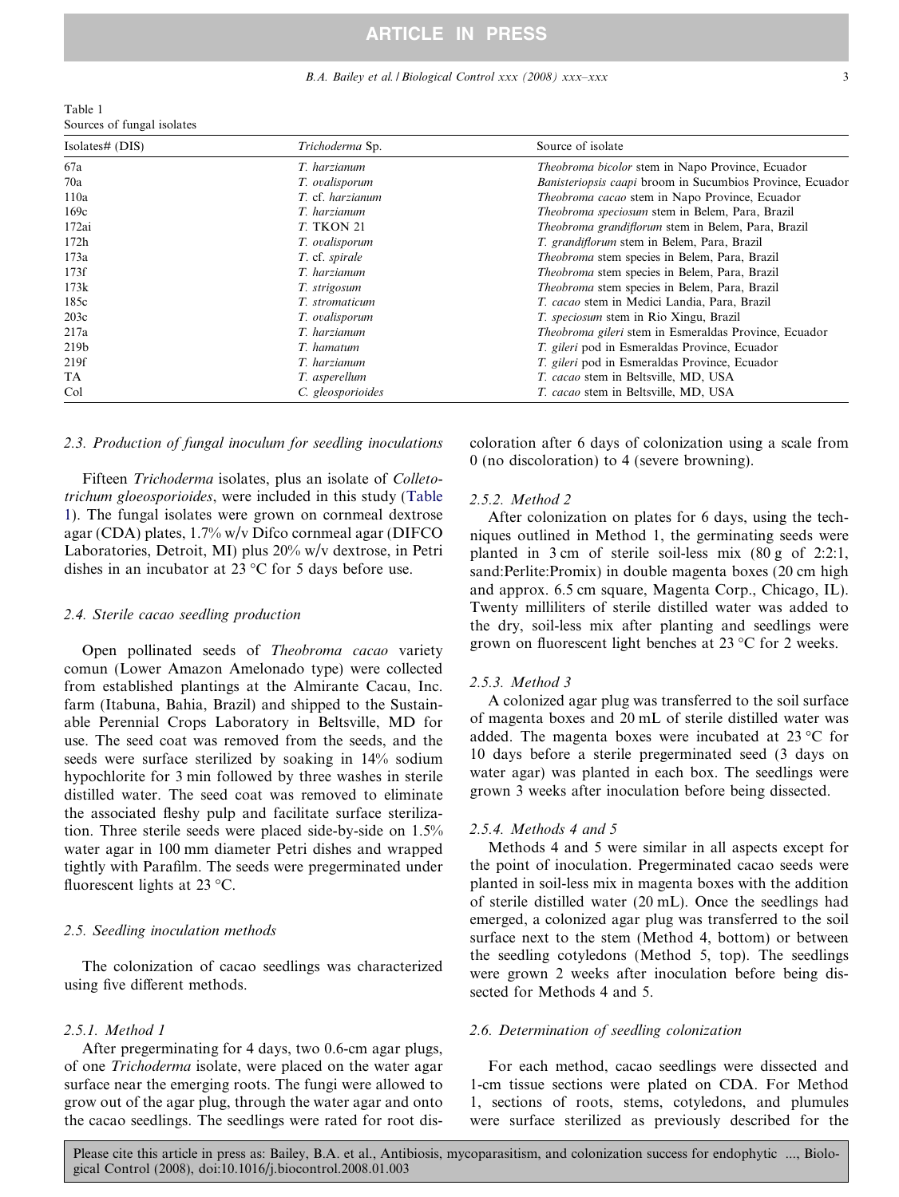Table 1
Sources of fungal isolates

| Isolates# (DIS) | *Trichoderma* Sp. | Source of isolate |
|---|---|---|
| 67a | *T. harzianum* | *Theobroma bicolor* stem in Napo Province, Ecuador |
| 70a | *T. ovalisporum* | *Banisteriopsis caapi* broom in Sucumbios Province, Ecuador |
| 110a | *T.* cf. *harzianum* | *Theobroma cacao* stem in Napo Province, Ecuador |
| 169c | *T. harzianum* | *Theobroma speciosum* stem in Belem, Para, Brazil |
| 172ai | *T.* TKON 21 | *Theobroma grandiflorum* stem in Belem, Para, Brazil |
| 172h | *T. ovalisporum* | *T. grandiflorum* stem in Belem, Para, Brazil |
| 173a | *T.* cf. *spirale* | *Theobroma* stem species in Belem, Para, Brazil |
| 173f | *T. harzianum* | *Theobroma* stem species in Belem, Para, Brazil |
| 173k | *T. strigosum* | *Theobroma* stem species in Belem, Para, Brazil |
| 185c | *T. stromaticum* | *T. cacao* stem in Medici Landia, Para, Brazil |
| 203c | *T. ovalisporum* | *T. speciosum* stem in Rio Xingu, Brazil |
| 217a | *T. harzianum* | *Theobroma gileri* stem in Esmeraldas Province, Ecuador |
| 219b | *T. hamatum* | *T. gileri* pod in Esmeraldas Province, Ecuador |
| 219f | *T. harzianum* | *T. gileri* pod in Esmeraldas Province, Ecuador |
| TA | *T. asperellum* | *T. cacao* stem in Beltsville, MD, USA |
| Col | *C. gleosporioides* | *T. cacao* stem in Beltsville, MD, USA |

### 2.3. Production of fungal inoculum for seedling inoculations

Fifteen *Trichoderma* isolates, plus an isolate of *Colletotrichum gloeosporioides*, were included in this study (Table 1). The fungal isolates were grown on cornmeal dextrose agar (CDA) plates, 1.7% w/v Difco cornmeal agar (DIFCO Laboratories, Detroit, MI) plus 20% w/v dextrose, in Petri dishes in an incubator at 23 °C for 5 days before use.

### 2.4. Sterile cacao seedling production

Open pollinated seeds of *Theobroma cacao* variety comun (Lower Amazon Amelonado type) were collected from established plantings at the Almirante Cacau, Inc. farm (Itabuna, Bahia, Brazil) and shipped to the Sustainable Perennial Crops Laboratory in Beltsville, MD for use. The seed coat was removed from the seeds, and the seeds were surface sterilized by soaking in 14% sodium hypochlorite for 3 min followed by three washes in sterile distilled water. The seed coat was removed to eliminate the associated fleshy pulp and facilitate surface sterilization. Three sterile seeds were placed side-by-side on 1.5% water agar in 100 mm diameter Petri dishes and wrapped tightly with Parafilm. The seeds were pregerminated under fluorescent lights at 23 °C.

### 2.5. Seedling inoculation methods

The colonization of cacao seedlings was characterized using five different methods.

#### 2.5.1. Method 1

After pregerminating for 4 days, two 0.6-cm agar plugs, of one *Trichoderma* isolate, were placed on the water agar surface near the emerging roots. The fungi were allowed to grow out of the agar plug, through the water agar and onto the cacao seedlings. The seedlings were rated for root discoloration after 6 days of colonization using a scale from 0 (no discoloration) to 4 (severe browning).

#### 2.5.2. Method 2

After colonization on plates for 6 days, using the techniques outlined in Method 1, the germinating seeds were planted in 3 cm of sterile soil-less mix (80 g of 2:2:1, sand:Perlite:Promix) in double magenta boxes (20 cm high and approx. 6.5 cm square, Magenta Corp., Chicago, IL). Twenty milliliters of sterile distilled water was added to the dry, soil-less mix after planting and seedlings were grown on fluorescent light benches at 23 °C for 2 weeks.

#### 2.5.3. Method 3

A colonized agar plug was transferred to the soil surface of magenta boxes and 20 mL of sterile distilled water was added. The magenta boxes were incubated at 23 °C for 10 days before a sterile pregerminated seed (3 days on water agar) was planted in each box. The seedlings were grown 3 weeks after inoculation before being dissected.

#### 2.5.4. Methods 4 and 5

Methods 4 and 5 were similar in all aspects except for the point of inoculation. Pregerminated cacao seeds were planted in soil-less mix in magenta boxes with the addition of sterile distilled water (20 mL). Once the seedlings had emerged, a colonized agar plug was transferred to the soil surface next to the stem (Method 4, bottom) or between the seedling cotyledons (Method 5, top). The seedlings were grown 2 weeks after inoculation before being dissected for Methods 4 and 5.

### 2.6. Determination of seedling colonization

For each method, cacao seedlings were dissected and 1-cm tissue sections were plated on CDA. For Method 1, sections of roots, stems, cotyledons, and plumules were surface sterilized as previously described for the

Please cite this article in press as: Bailey, B.A. et al., Antibiosis, mycoparasitism, and colonization success for endophytic ..., Biological Control (2008), doi:10.1016/j.biocontrol.2008.01.003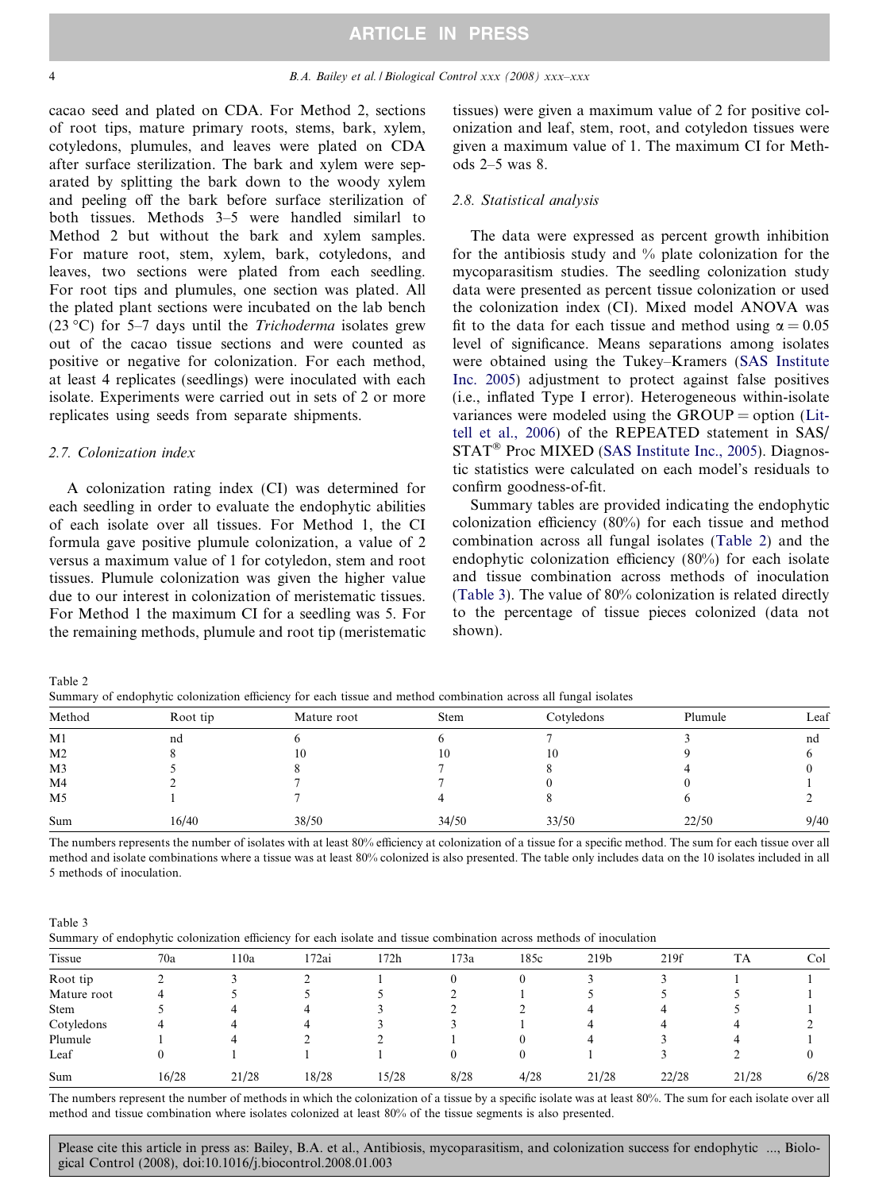cacao seed and plated on CDA. For Method 2, sections of root tips, mature primary roots, stems, bark, xylem, cotyledons, plumules, and leaves were plated on CDA after surface sterilization. The bark and xylem were separated by splitting the bark down to the woody xylem and peeling off the bark before surface sterilization of both tissues. Methods 3–5 were handled similarl to Method 2 but without the bark and xylem samples. For mature root, stem, xylem, bark, cotyledons, and leaves, two sections were plated from each seedling. For root tips and plumules, one section was plated. All the plated plant sections were incubated on the lab bench (23 °C) for 5–7 days until the *Trichoderma* isolates grew out of the cacao tissue sections and were counted as positive or negative for colonization. For each method, at least 4 replicates (seedlings) were inoculated with each isolate. Experiments were carried out in sets of 2 or more replicates using seeds from separate shipments.

### 2.7. Colonization index

A colonization rating index (CI) was determined for each seedling in order to evaluate the endophytic abilities of each isolate over all tissues. For Method 1, the CI formula gave positive plumule colonization, a value of 2 versus a maximum value of 1 for cotyledon, stem and root tissues. Plumule colonization was given the higher value due to our interest in colonization of meristematic tissues. For Method 1 the maximum CI for a seedling was 5. For the remaining methods, plumule and root tip (meristematic tissues) were given a maximum value of 2 for positive colonization and leaf, stem, root, and cotyledon tissues were given a maximum value of 1. The maximum CI for Methods 2–5 was 8.

### 2.8. Statistical analysis

The data were expressed as percent growth inhibition for the antibiosis study and % plate colonization for the mycoparasitism studies. The seedling colonization study data were presented as percent tissue colonization or used the colonization index (CI). Mixed model ANOVA was fit to the data for each tissue and method using $\alpha = 0.05$ level of significance. Means separations among isolates were obtained using the Tukey–Kramers (SAS Institute Inc. 2005) adjustment to protect against false positives (i.e., inflated Type I error). Heterogeneous within-isolate variances were modeled using the GROUP = option (Littell et al., 2006) of the REPEATED statement in SAS/STAT® Proc MIXED (SAS Institute Inc., 2005). Diagnostic statistics were calculated on each model's residuals to confirm goodness-of-fit.

Summary tables are provided indicating the endophytic colonization efficiency (80%) for each tissue and method combination across all fungal isolates (Table 2) and the endophytic colonization efficiency (80%) for each isolate and tissue combination across methods of inoculation (Table 3). The value of 80% colonization is related directly to the percentage of tissue pieces colonized (data not shown).

Table 2
Summary of endophytic colonization efficiency for each tissue and method combination across all fungal isolates

| Method | Root tip | Mature root | Stem | Cotyledons | Plumule | Leaf |
|---|---|---|---|---|---|---|
| M1 | nd | 6 | 6 | 7 | 3 | nd |
| M2 | 8 | 10 | 10 | 10 | 9 | 6 |
| M3 | 5 | 8 | 7 | 8 | 4 | 0 |
| M4 | 2 | 7 | 7 | 0 | 0 | 1 |
| M5 | 1 | 7 | 4 | 8 | 6 | 2 |
| Sum | 16/40 | 38/50 | 34/50 | 33/50 | 22/50 | 9/40 |

The numbers represents the number of isolates with at least 80% efficiency at colonization of a tissue for a specific method. The sum for each tissue over all method and isolate combinations where a tissue was at least 80% colonized is also presented. The table only includes data on the 10 isolates included in all 5 methods of inoculation.

Table 3
Summary of endophytic colonization efficiency for each isolate and tissue combination across methods of inoculation

| Tissue | 70a | 110a | 172ai | 172h | 173a | 185c | 219b | 219f | TA | Col |
|---|---|---|---|---|---|---|---|---|---|---|
| Root tip | 2 | 3 | 2 | 1 | 0 | 0 | 3 | 3 | 1 | 1 |
| Mature root | 4 | 5 | 5 | 5 | 2 | 1 | 5 | 5 | 5 | 1 |
| Stem | 5 | 4 | 4 | 3 | 2 | 2 | 4 | 4 | 5 | 1 |
| Cotyledons | 4 | 4 | 4 | 3 | 3 | 1 | 4 | 4 | 4 | 2 |
| Plumule | 1 | 4 | 2 | 2 | 1 | 0 | 4 | 3 | 4 | 1 |
| Leaf | 0 | 1 | 1 | 1 | 0 | 0 | 1 | 3 | 2 | 0 |
| Sum | 16/28 | 21/28 | 18/28 | 15/28 | 8/28 | 4/28 | 21/28 | 22/28 | 21/28 | 6/28 |

The numbers represent the number of methods in which the colonization of a tissue by a specific isolate was at least 80%. The sum for each isolate over all method and tissue combination where isolates colonized at least 80% of the tissue segments is also presented.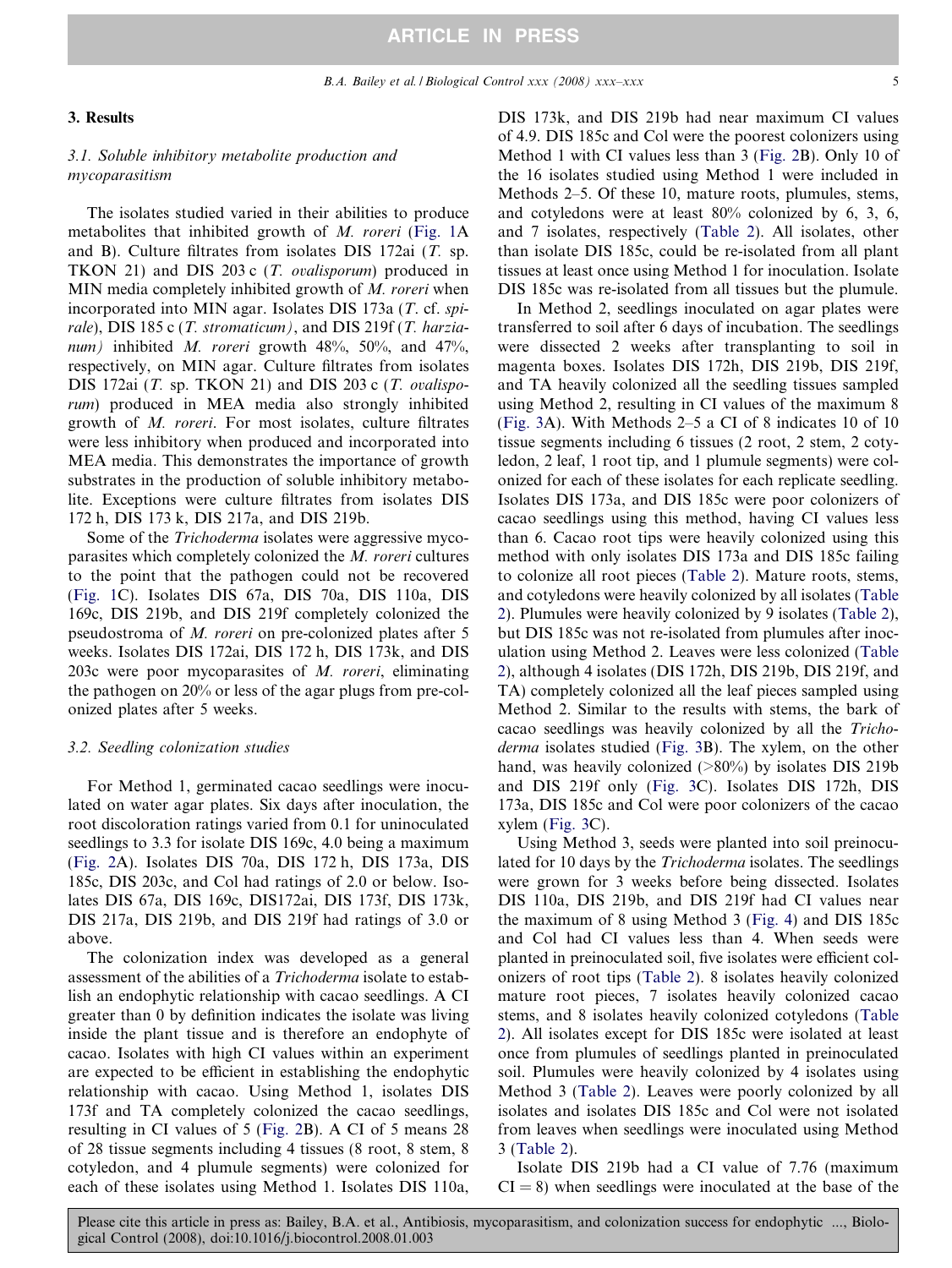## 3. Results

### 3.1. Soluble inhibitory metabolite production and mycoparasitism

The isolates studied varied in their abilities to produce metabolites that inhibited growth of *M. roreri* (Fig. 1A and B). Culture filtrates from isolates DIS 172ai (*T.* sp. TKON 21) and DIS 203 c (*T. ovalisporum*) produced in MIN media completely inhibited growth of *M. roreri* when incorporated into MIN agar. Isolates DIS 173a (*T.* cf. *spirale*), DIS 185 c (*T. stromaticum)*, and DIS 219f (*T. harzianum)* inhibited *M. roreri* growth 48%, 50%, and 47%, respectively, on MIN agar. Culture filtrates from isolates DIS 172ai (*T.* sp. TKON 21) and DIS 203 c (*T. ovalisporum*) produced in MEA media also strongly inhibited growth of *M. roreri*. For most isolates, culture filtrates were less inhibitory when produced and incorporated into MEA media. This demonstrates the importance of growth substrates in the production of soluble inhibitory metabolite. Exceptions were culture filtrates from isolates DIS 172 h, DIS 173 k, DIS 217a, and DIS 219b.

Some of the *Trichoderma* isolates were aggressive mycoparasites which completely colonized the *M. roreri* cultures to the point that the pathogen could not be recovered (Fig. 1C). Isolates DIS 67a, DIS 70a, DIS 110a, DIS 169c, DIS 219b, and DIS 219f completely colonized the pseudostroma of *M. roreri* on pre-colonized plates after 5 weeks. Isolates DIS 172ai, DIS 172 h, DIS 173k, and DIS 203c were poor mycoparasites of *M. roreri*, eliminating the pathogen on 20% or less of the agar plugs from pre-colonized plates after 5 weeks.

### 3.2. Seedling colonization studies

For Method 1, germinated cacao seedlings were inoculated on water agar plates. Six days after inoculation, the root discoloration ratings varied from 0.1 for uninoculated seedlings to 3.3 for isolate DIS 169c, 4.0 being a maximum (Fig. 2A). Isolates DIS 70a, DIS 172 h, DIS 173a, DIS 185c, DIS 203c, and Col had ratings of 2.0 or below. Isolates DIS 67a, DIS 169c, DIS172ai, DIS 173f, DIS 173k, DIS 217a, DIS 219b, and DIS 219f had ratings of 3.0 or above.

The colonization index was developed as a general assessment of the abilities of a *Trichoderma* isolate to establish an endophytic relationship with cacao seedlings. A CI greater than 0 by definition indicates the isolate was living inside the plant tissue and is therefore an endophyte of cacao. Isolates with high CI values within an experiment are expected to be efficient in establishing the endophytic relationship with cacao. Using Method 1, isolates DIS 173f and TA completely colonized the cacao seedlings, resulting in CI values of 5 (Fig. 2B). A CI of 5 means 28 of 28 tissue segments including 4 tissues (8 root, 8 stem, 8 cotyledon, and 4 plumule segments) were colonized for each of these isolates using Method 1. Isolates DIS 110a, DIS 173k, and DIS 219b had near maximum CI values of 4.9. DIS 185c and Col were the poorest colonizers using Method 1 with CI values less than 3 (Fig. 2B). Only 10 of the 16 isolates studied using Method 1 were included in Methods 2–5. Of these 10, mature roots, plumules, stems, and cotyledons were at least 80% colonized by 6, 3, 6, and 7 isolates, respectively (Table 2). All isolates, other than isolate DIS 185c, could be re-isolated from all plant tissues at least once using Method 1 for inoculation. Isolate DIS 185c was re-isolated from all tissues but the plumule.

In Method 2, seedlings inoculated on agar plates were transferred to soil after 6 days of incubation. The seedlings were dissected 2 weeks after transplanting to soil in magenta boxes. Isolates DIS 172h, DIS 219b, DIS 219f, and TA heavily colonized all the seedling tissues sampled using Method 2, resulting in CI values of the maximum 8 (Fig. 3A). With Methods 2–5 a CI of 8 indicates 10 of 10 tissue segments including 6 tissues (2 root, 2 stem, 2 cotyledon, 2 leaf, 1 root tip, and 1 plumule segments) were colonized for each of these isolates for each replicate seedling. Isolates DIS 173a, and DIS 185c were poor colonizers of cacao seedlings using this method, having CI values less than 6. Cacao root tips were heavily colonized using this method with only isolates DIS 173a and DIS 185c failing to colonize all root pieces (Table 2). Mature roots, stems, and cotyledons were heavily colonized by all isolates (Table 2). Plumules were heavily colonized by 9 isolates (Table 2), but DIS 185c was not re-isolated from plumules after inoculation using Method 2. Leaves were less colonized (Table 2), although 4 isolates (DIS 172h, DIS 219b, DIS 219f, and TA) completely colonized all the leaf pieces sampled using Method 2. Similar to the results with stems, the bark of cacao seedlings was heavily colonized by all the *Trichoderma* isolates studied (Fig. 3B). The xylem, on the other hand, was heavily colonized (>80%) by isolates DIS 219b and DIS 219f only (Fig. 3C). Isolates DIS 172h, DIS 173a, DIS 185c and Col were poor colonizers of the cacao xylem (Fig. 3C).

Using Method 3, seeds were planted into soil preinoculated for 10 days by the *Trichoderma* isolates. The seedlings were grown for 3 weeks before being dissected. Isolates DIS 110a, DIS 219b, and DIS 219f had CI values near the maximum of 8 using Method 3 (Fig. 4) and DIS 185c and Col had CI values less than 4. When seeds were planted in preinoculated soil, five isolates were efficient colonizers of root tips (Table 2). 8 isolates heavily colonized mature root pieces, 7 isolates heavily colonized cacao stems, and 8 isolates heavily colonized cotyledons (Table 2). All isolates except for DIS 185c were isolated at least once from plumules of seedlings planted in preinoculated soil. Plumules were heavily colonized by 4 isolates using Method 3 (Table 2). Leaves were poorly colonized by all isolates and isolates DIS 185c and Col were not isolated from leaves when seedlings were inoculated using Method 3 (Table 2).

Isolate DIS 219b had a CI value of 7.76 (maximum CI = 8) when seedlings were inoculated at the base of the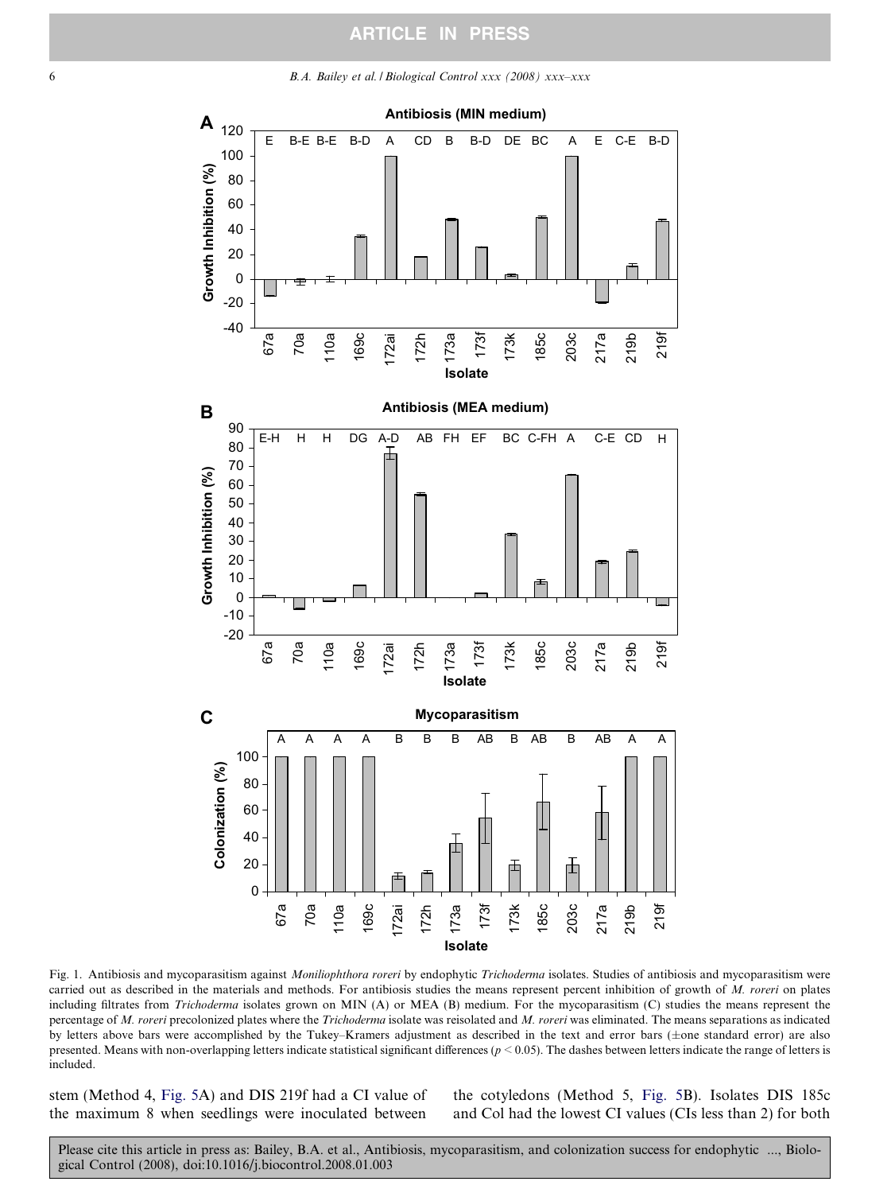Fig. 1. Antibiosis and mycoparasitism against *Moniliophthora roreri* by endophytic *Trichoderma* isolates. Studies of antibiosis and mycoparasitism were carried out as described in the materials and methods. For antibiosis studies the means represent percent inhibition of growth of *M. roreri* on plates including filtrates from *Trichoderma* isolates grown on MIN (A) or MEA (B) medium. For the mycoparasitism (C) studies the means represent the percentage of *M. roreri* precolonized plates where the *Trichoderma* isolate was reisolated and *M. roreri* was eliminated. The means separations as indicated by letters above bars were accomplished by the Tukey–Kramers adjustment as described in the text and error bars (±one standard error) are also presented. Means with non-overlapping letters indicate statistical significant differences ($p < 0.05$). The dashes between letters indicate the range of letters is included.

stem (Method 4, Fig. 5A) and DIS 219f had a CI value of the maximum 8 when seedlings were inoculated between the cotyledons (Method 5, Fig. 5B). Isolates DIS 185c and Col had the lowest CI values (CIs less than 2) for both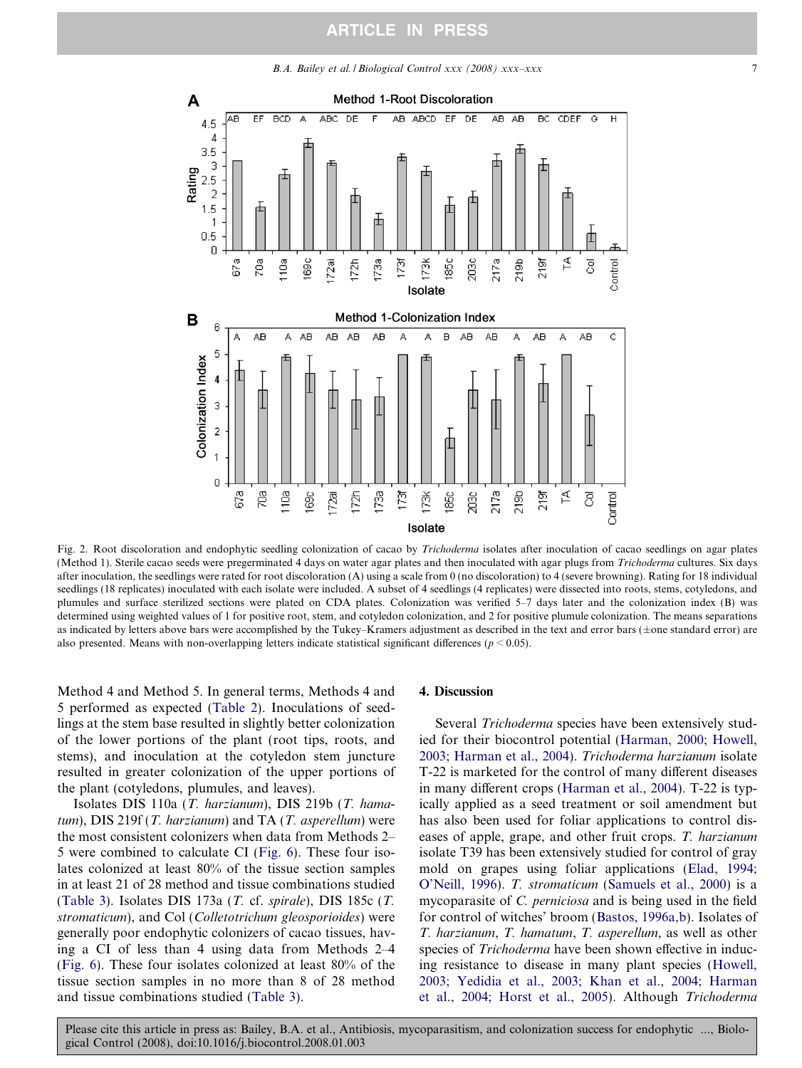Fig. 2. Root discoloration and endophytic seedling colonization of cacao by *Trichoderma* isolates after inoculation of cacao seedlings on agar plates (Method 1). Sterile cacao seeds were pregerminated 4 days on water agar plates and then inoculated with agar plugs from *Trichoderma* cultures. Six days after inoculation, the seedlings were rated for root discoloration (A) using a scale from 0 (no discoloration) to 4 (severe browning). Rating for 18 individual seedlings (18 replicates) inoculated with each isolate were included. A subset of 4 seedlings (4 replicates) were dissected into roots, stems, cotyledons, and plumules and surface sterilized sections were plated on CDA plates. Colonization was verified 5–7 days later and the colonization index (B) was determined using weighted values of 1 for positive root, stem, and cotyledon colonization, and 2 for positive plumule colonization. The means separations as indicated by letters above bars were accomplished by the Tukey–Kramers adjustment as described in the text and error bars (±one standard error) are also presented. Means with non-overlapping letters indicate statistical significant differences ($p < 0.05$).

Method 4 and Method 5. In general terms, Methods 4 and 5 performed as expected (Table 2). Inoculations of seedlings at the stem base resulted in slightly better colonization of the lower portions of the plant (root tips, roots, and stems), and inoculation at the cotyledon stem juncture resulted in greater colonization of the upper portions of the plant (cotyledons, plumules, and leaves).

Isolates DIS 110a (*T. harzianum*), DIS 219b (*T. hamatum*), DIS 219f (*T. harzianum*) and TA (*T. asperellum*) were the most consistent colonizers when data from Methods 2–5 were combined to calculate CI (Fig. 6). These four isolates colonized at least 80% of the tissue section samples in at least 21 of 28 method and tissue combinations studied (Table 3). Isolates DIS 173a (*T.* cf. *spirale*), DIS 185c (*T. stromaticum*), and Col (*Colletotrichum gleosporioides*) were generally poor endophytic colonizers of cacao tissues, having a CI of less than 4 using data from Methods 2–4 (Fig. 6). These four isolates colonized at least 80% of the tissue section samples in no more than 8 of 28 method and tissue combinations studied (Table 3).

## 4. Discussion

Several *Trichoderma* species have been extensively studied for their biocontrol potential (Harman, 2000; Howell, 2003; Harman et al., 2004). *Trichoderma harzianum* isolate T-22 is marketed for the control of many different diseases in many different crops (Harman et al., 2004). T-22 is typically applied as a seed treatment or soil amendment but has also been used for foliar applications to control diseases of apple, grape, and other fruit crops. *T. harzianum* isolate T39 has been extensively studied for control of gray mold on grapes using foliar applications (Elad, 1994; O'Neill, 1996). *T. stromaticum* (Samuels et al., 2000) is a mycoparasite of *C. perniciosa* and is being used in the field for control of witches' broom (Bastos, 1996a,b). Isolates of *T. harzianum*, *T. hamatum*, *T. asperellum*, as well as other species of *Trichoderma* have been shown effective in inducing resistance to disease in many plant species (Howell, 2003; Yedidia et al., 2003; Khan et al., 2004; Harman et al., 2004; Horst et al., 2005). Although *Trichoderma*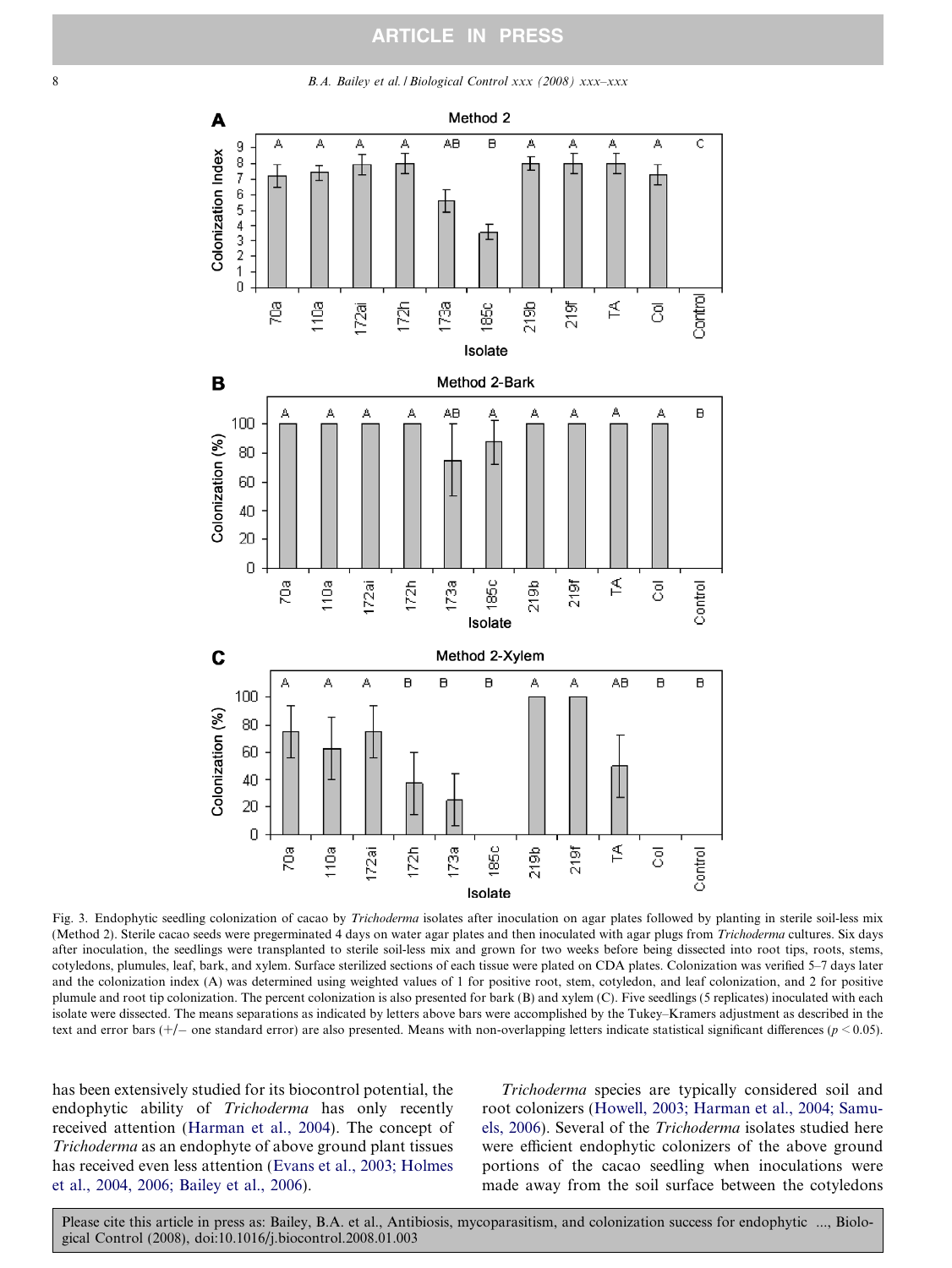Fig. 3. Endophytic seedling colonization of cacao by *Trichoderma* isolates after inoculation on agar plates followed by planting in sterile soil-less mix (Method 2). Sterile cacao seeds were pregerminated 4 days on water agar plates and then inoculated with agar plugs from *Trichoderma* cultures. Six days after inoculation, the seedlings were transplanted to sterile soil-less mix and grown for two weeks before being dissected into root tips, roots, stems, cotyledons, plumules, leaf, bark, and xylem. Surface sterilized sections of each tissue were plated on CDA plates. Colonization was verified 5–7 days later and the colonization index (A) was determined using weighted values of 1 for positive root, stem, cotyledon, and leaf colonization, and 2 for positive plumule and root tip colonization. The percent colonization is also presented for bark (B) and xylem (C). Five seedlings (5 replicates) inoculated with each isolate were dissected. The means separations as indicated by letters above bars were accomplished by the Tukey–Kramers adjustment as described in the text and error bars (+/− one standard error) are also presented. Means with non-overlapping letters indicate statistical significant differences ($p < 0.05$).

has been extensively studied for its biocontrol potential, the endophytic ability of *Trichoderma* has only recently received attention (Harman et al., 2004). The concept of *Trichoderma* as an endophyte of above ground plant tissues has received even less attention (Evans et al., 2003; Holmes et al., 2004, 2006; Bailey et al., 2006).

*Trichoderma* species are typically considered soil and root colonizers (Howell, 2003; Harman et al., 2004; Samuels, 2006). Several of the *Trichoderma* isolates studied here were efficient endophytic colonizers of the above ground portions of the cacao seedling when inoculations were made away from the soil surface between the cotyledons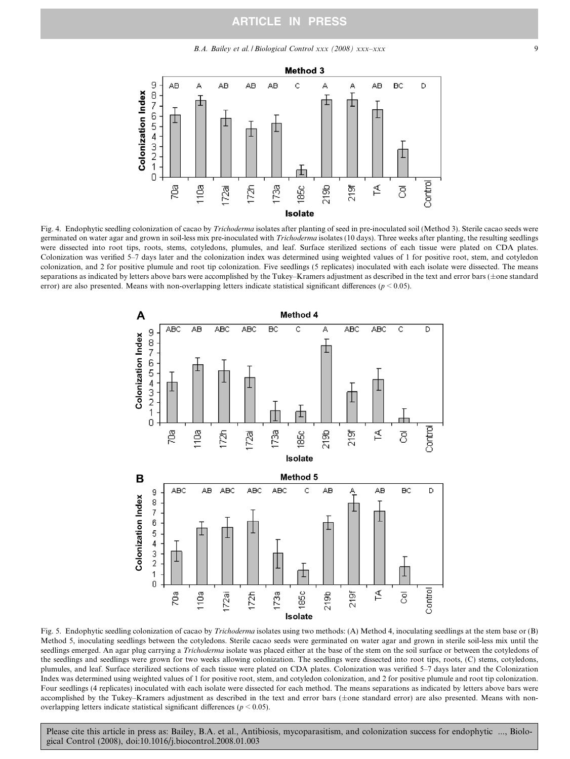Fig. 4. Endophytic seedling colonization of cacao by *Trichoderma* isolates after planting of seed in pre-inoculated soil (Method 3). Sterile cacao seeds were germinated on water agar and grown in soil-less mix pre-inoculated with *Trichoderma* isolates (10 days). Three weeks after planting, the resulting seedlings were dissected into root tips, roots, stems, cotyledons, plumules, and leaf. Surface sterilized sections of each tissue were plated on CDA plates. Colonization was verified 5–7 days later and the colonization index was determined using weighted values of 1 for positive root, stem, and cotyledon colonization, and 2 for positive plumule and root tip colonization. Five seedlings (5 replicates) inoculated with each isolate were dissected. The means separations as indicated by letters above bars were accomplished by the Tukey–Kramers adjustment as described in the text and error bars (±one standard error) are also presented. Means with non-overlapping letters indicate statistical significant differences ($p < 0.05$).

Fig. 5. Endophytic seedling colonization of cacao by *Trichoderma* isolates using two methods: (A) Method 4, inoculating seedlings at the stem base or (B) Method 5, inoculating seedlings between the cotyledons. Sterile cacao seeds were germinated on water agar and grown in sterile soil-less mix until the seedlings emerged. An agar plug carrying a *Trichoderma* isolate was placed either at the base of the stem on the soil surface or between the cotyledons of the seedlings and seedlings were grown for two weeks allowing colonization. The seedlings were dissected into root tips, roots, (C) stems, cotyledons, plumules, and leaf. Surface sterilized sections of each tissue were plated on CDA plates. Colonization was verified 5–7 days later and the Colonization Index was determined using weighted values of 1 for positive root, stem, and cotyledon colonization, and 2 for positive plumule and root tip colonization. Four seedlings (4 replicates) inoculated with each isolate were dissected for each method. The means separations as indicated by letters above bars were accomplished by the Tukey–Kramers adjustment as described in the text and error bars (±one standard error) are also presented. Means with non-overlapping letters indicate statistical significant differences ($p < 0.05$).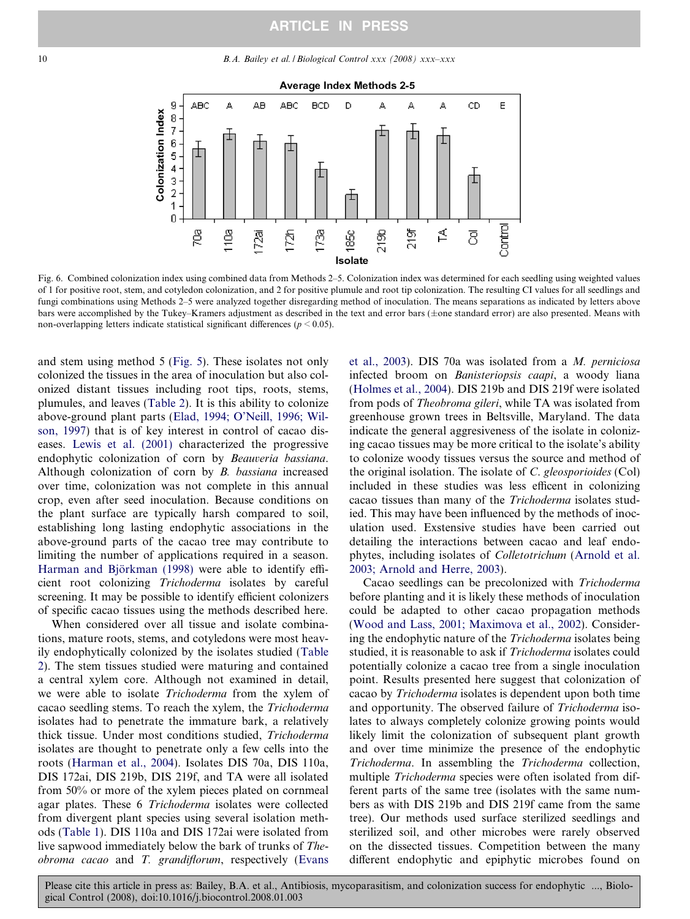Fig. 6. Combined colonization index using combined data from Methods 2–5. Colonization index was determined for each seedling using weighted values of 1 for positive root, stem, and cotyledon colonization, and 2 for positive plumule and root tip colonization. The resulting CI values for all seedlings and fungi combinations using Methods 2–5 were analyzed together disregarding method of inoculation. The means separations as indicated by letters above bars were accomplished by the Tukey–Kramers adjustment as described in the text and error bars (±one standard error) are also presented. Means with non-overlapping letters indicate statistical significant differences ($p < 0.05$).

and stem using method 5 (Fig. 5). These isolates not only colonized the tissues in the area of inoculation but also colonized distant tissues including root tips, roots, stems, plumules, and leaves (Table 2). It is this ability to colonize above-ground plant parts (Elad, 1994; O'Neill, 1996; Wilson, 1997) that is of key interest in control of cacao diseases. Lewis et al. (2001) characterized the progressive endophytic colonization of corn by *Beauveria bassiana*. Although colonization of corn by *B. bassiana* increased over time, colonization was not complete in this annual crop, even after seed inoculation. Because conditions on the plant surface are typically harsh compared to soil, establishing long lasting endophytic associations in the above-ground parts of the cacao tree may contribute to limiting the number of applications required in a season. Harman and Björkman (1998) were able to identify efficient root colonizing *Trichoderma* isolates by careful screening. It may be possible to identify efficient colonizers of specific cacao tissues using the methods described here.

When considered over all tissue and isolate combinations, mature roots, stems, and cotyledons were most heavily endophytically colonized by the isolates studied (Table 2). The stem tissues studied were maturing and contained a central xylem core. Although not examined in detail, we were able to isolate *Trichoderma* from the xylem of cacao seedling stems. To reach the xylem, the *Trichoderma* isolates had to penetrate the immature bark, a relatively thick tissue. Under most conditions studied, *Trichoderma* isolates are thought to penetrate only a few cells into the roots (Harman et al., 2004). Isolates DIS 70a, DIS 110a, DIS 172ai, DIS 219b, DIS 219f, and TA were all isolated from 50% or more of the xylem pieces plated on cornmeal agar plates. These 6 *Trichoderma* isolates were collected from divergent plant species using several isolation methods (Table 1). DIS 110a and DIS 172ai were isolated from live sapwood immediately below the bark of trunks of *Theobroma cacao* and *T. grandiflorum*, respectively (Evans et al., 2003). DIS 70a was isolated from a *M. perniciosa* infected broom on *Banisteriopsis caapi*, a woody liana (Holmes et al., 2004). DIS 219b and DIS 219f were isolated from pods of *Theobroma gileri*, while TA was isolated from greenhouse grown trees in Beltsville, Maryland. The data indicate the general aggresiveness of the isolate in colonizing cacao tissues may be more critical to the isolate's ability to colonize woody tissues versus the source and method of the original isolation. The isolate of *C. gleosporioides* (Col) included in these studies was less efficent in colonizing cacao tissues than many of the *Trichoderma* isolates studied. This may have been influenced by the methods of inoculation used. Exstensive studies have been carried out detailing the interactions between cacao and leaf endophytes, including isolates of *Colletotrichum* (Arnold et al. 2003; Arnold and Herre, 2003).

Cacao seedlings can be precolonized with *Trichoderma* before planting and it is likely these methods of inoculation could be adapted to other cacao propagation methods (Wood and Lass, 2001; Maximova et al., 2002). Considering the endophytic nature of the *Trichoderma* isolates being studied, it is reasonable to ask if *Trichoderma* isolates could potentially colonize a cacao tree from a single inoculation point. Results presented here suggest that colonization of cacao by *Trichoderma* isolates is dependent upon both time and opportunity. The observed failure of *Trichoderma* isolates to always completely colonize growing points would likely limit the colonization of subsequent plant growth and over time minimize the presence of the endophytic *Trichoderma*. In assembling the *Trichoderma* collection, multiple *Trichoderma* species were often isolated from different parts of the same tree (isolates with the same numbers as with DIS 219b and DIS 219f came from the same tree). Our methods used surface sterilized seedlings and sterilized soil, and other microbes were rarely observed on the dissected tissues. Competition between the many different endophytic and epiphytic microbes found on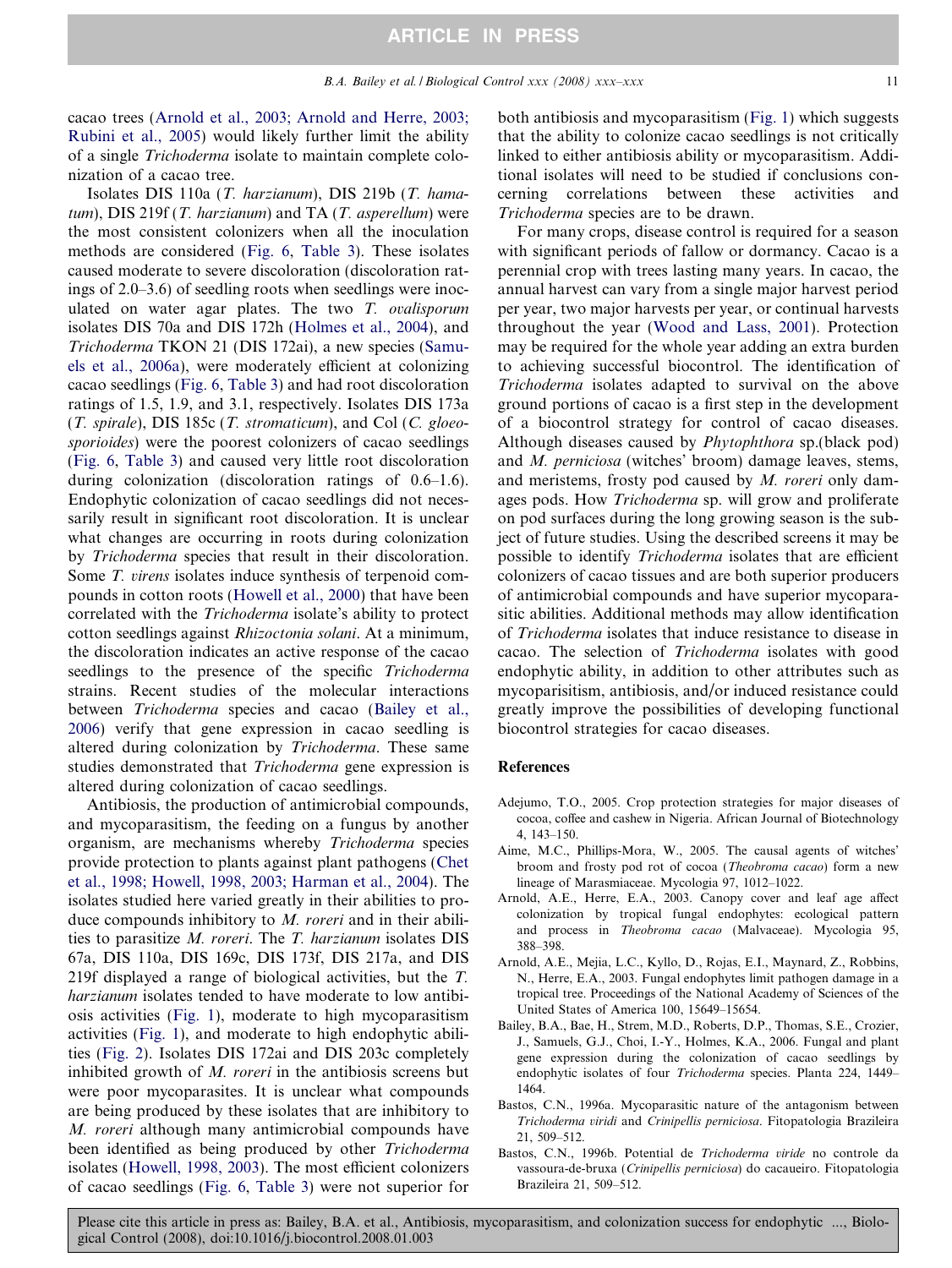cacao trees (Arnold et al., 2003; Arnold and Herre, 2003; Rubini et al., 2005) would likely further limit the ability of a single *Trichoderma* isolate to maintain complete colonization of a cacao tree.

Isolates DIS 110a (*T. harzianum*), DIS 219b (*T. hamatum*), DIS 219f (*T. harzianum*) and TA (*T. asperellum*) were the most consistent colonizers when all the inoculation methods are considered (Fig. 6, Table 3). These isolates caused moderate to severe discoloration (discoloration ratings of 2.0–3.6) of seedling roots when seedlings were inoculated on water agar plates. The two *T. ovalisporum* isolates DIS 70a and DIS 172h (Holmes et al., 2004), and *Trichoderma* TKON 21 (DIS 172ai), a new species (Samuels et al., 2006a), were moderately efficient at colonizing cacao seedlings (Fig. 6, Table 3) and had root discoloration ratings of 1.5, 1.9, and 3.1, respectively. Isolates DIS 173a (*T. spirale*), DIS 185c (*T. stromaticum*), and Col (*C. gloeosporioides*) were the poorest colonizers of cacao seedlings (Fig. 6, Table 3) and caused very little root discoloration during colonization (discoloration ratings of 0.6–1.6). Endophytic colonization of cacao seedlings did not necessarily result in significant root discoloration. It is unclear what changes are occurring in roots during colonization by *Trichoderma* species that result in their discoloration. Some *T. virens* isolates induce synthesis of terpenoid compounds in cotton roots (Howell et al., 2000) that have been correlated with the *Trichoderma* isolate's ability to protect cotton seedlings against *Rhizoctonia solani*. At a minimum, the discoloration indicates an active response of the cacao seedlings to the presence of the specific *Trichoderma* strains. Recent studies of the molecular interactions between *Trichoderma* species and cacao (Bailey et al., 2006) verify that gene expression in cacao seedling is altered during colonization by *Trichoderma*. These same studies demonstrated that *Trichoderma* gene expression is altered during colonization of cacao seedlings.

Antibiosis, the production of antimicrobial compounds, and mycoparasitism, the feeding on a fungus by another organism, are mechanisms whereby *Trichoderma* species provide protection to plants against plant pathogens (Chet et al., 1998; Howell, 1998, 2003; Harman et al., 2004). The isolates studied here varied greatly in their abilities to produce compounds inhibitory to *M. roreri* and in their abilities to parasitize *M. roreri*. The *T. harzianum* isolates DIS 67a, DIS 110a, DIS 169c, DIS 173f, DIS 217a, and DIS 219f displayed a range of biological activities, but the *T. harzianum* isolates tended to have moderate to low antibiosis activities (Fig. 1), moderate to high mycoparasitism activities (Fig. 1), and moderate to high endophytic abilities (Fig. 2). Isolates DIS 172ai and DIS 203c completely inhibited growth of *M. roreri* in the antibiosis screens but were poor mycoparasites. It is unclear what compounds are being produced by these isolates that are inhibitory to *M. roreri* although many antimicrobial compounds have been identified as being produced by other *Trichoderma* isolates (Howell, 1998, 2003). The most efficient colonizers of cacao seedlings (Fig. 6, Table 3) were not superior for both antibiosis and mycoparasitism (Fig. 1) which suggests that the ability to colonize cacao seedlings is not critically linked to either antibiosis ability or mycoparasitism. Additional isolates will need to be studied if conclusions concerning correlations between these activities and *Trichoderma* species are to be drawn.

For many crops, disease control is required for a season with significant periods of fallow or dormancy. Cacao is a perennial crop with trees lasting many years. In cacao, the annual harvest can vary from a single major harvest period per year, two major harvests per year, or continual harvests throughout the year (Wood and Lass, 2001). Protection may be required for the whole year adding an extra burden to achieving successful biocontrol. The identification of *Trichoderma* isolates adapted to survival on the above ground portions of cacao is a first step in the development of a biocontrol strategy for control of cacao diseases. Although diseases caused by *Phytophthora* sp.(black pod) and *M. perniciosa* (witches' broom) damage leaves, stems, and meristems, frosty pod caused by *M. roreri* only damages pods. How *Trichoderma* sp. will grow and proliferate on pod surfaces during the long growing season is the subject of future studies. Using the described screens it may be possible to identify *Trichoderma* isolates that are efficient colonizers of cacao tissues and are both superior producers of antimicrobial compounds and have superior mycoparasitic abilities. Additional methods may allow identification of *Trichoderma* isolates that induce resistance to disease in cacao. The selection of *Trichoderma* isolates with good endophytic ability, in addition to other attributes such as mycoparisitism, antibiosis, and/or induced resistance could greatly improve the possibilities of developing functional biocontrol strategies for cacao diseases.

## References

Adejumo, T.O., 2005. Crop protection strategies for major diseases of cocoa, coffee and cashew in Nigeria. African Journal of Biotechnology 4, 143–150.

Aime, M.C., Phillips-Mora, W., 2005. The causal agents of witches' broom and frosty pod rot of cocoa (*Theobroma cacao*) form a new lineage of Marasmiaceae. Mycologia 97, 1012–1022.

Arnold, A.E., Herre, E.A., 2003. Canopy cover and leaf age affect colonization by tropical fungal endophytes: ecological pattern and process in *Theobroma cacao* (Malvaceae). Mycologia 95, 388–398.

Arnold, A.E., Mejia, L.C., Kyllo, D., Rojas, E.I., Maynard, Z., Robbins, N., Herre, E.A., 2003. Fungal endophytes limit pathogen damage in a tropical tree. Proceedings of the National Academy of Sciences of the United States of America 100, 15649–15654.

Bailey, B.A., Bae, H., Strem, M.D., Roberts, D.P., Thomas, S.E., Crozier, J., Samuels, G.J., Choi, I.-Y., Holmes, K.A., 2006. Fungal and plant gene expression during the colonization of cacao seedlings by endophytic isolates of four *Trichoderma* species. Planta 224, 1449–1464.

Bastos, C.N., 1996a. Mycoparasitic nature of the antagonism between *Trichoderma viridi* and *Crinipellis perniciosa*. Fitopatologia Brazileira 21, 509–512.

Bastos, C.N., 1996b. Potential de *Trichoderma viride* no controle da vassoura-de-bruxa (*Crinipellis perniciosa*) do cacaueiro. Fitopatologia Brazileira 21, 509–512.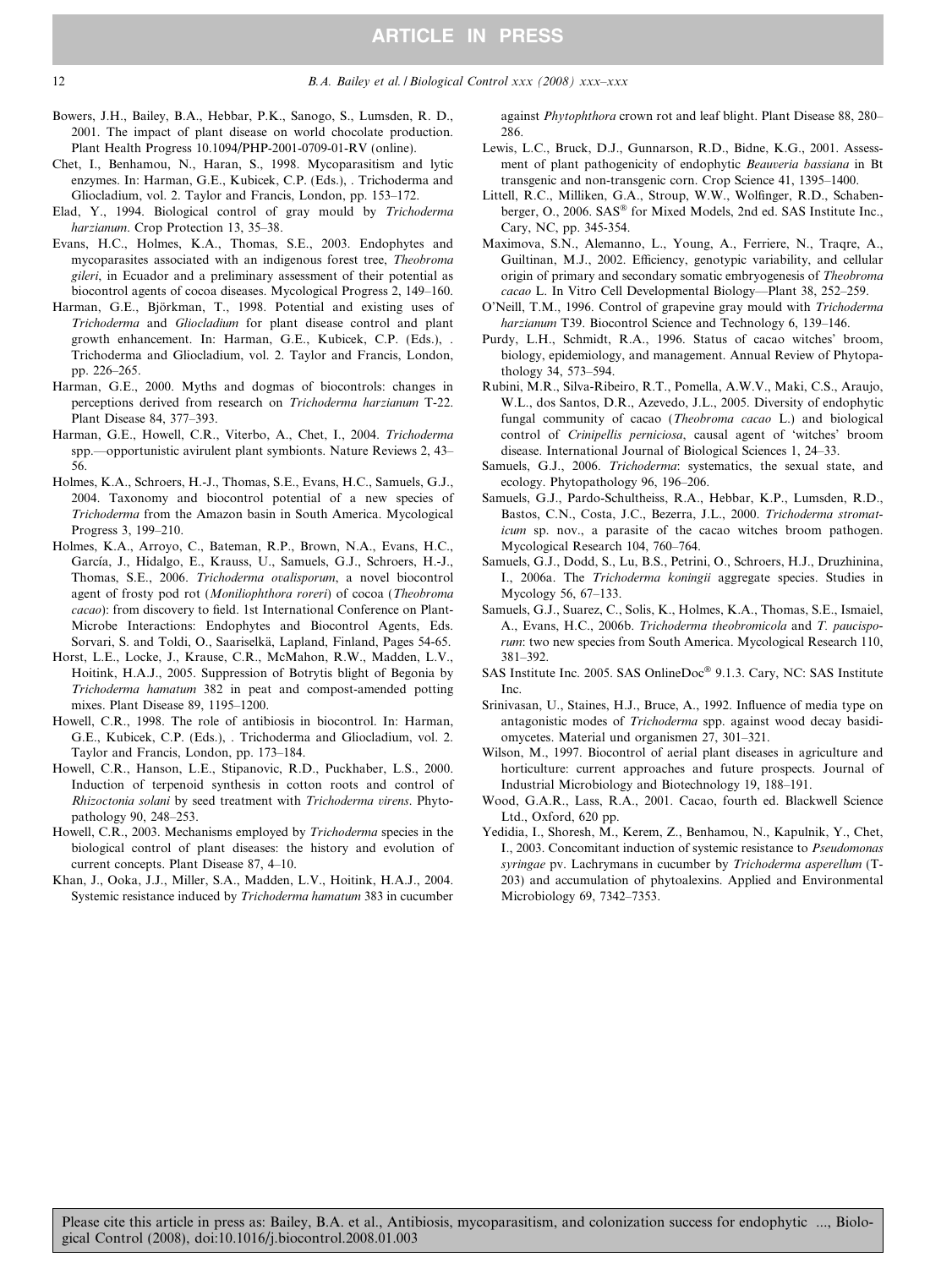Bowers, J.H., Bailey, B.A., Hebbar, P.K., Sanogo, S., Lumsden, R. D., 2001. The impact of plant disease on world chocolate production. Plant Health Progress 10.1094/PHP-2001-0709-01-RV (online).

Chet, I., Benhamou, N., Haran, S., 1998. Mycoparasitism and lytic enzymes. In: Harman, G.E., Kubicek, C.P. (Eds.), . Trichoderma and Gliocladium, vol. 2. Taylor and Francis, London, pp. 153–172.

Elad, Y., 1994. Biological control of gray mould by *Trichoderma harzianum*. Crop Protection 13, 35–38.

Evans, H.C., Holmes, K.A., Thomas, S.E., 2003. Endophytes and mycoparasites associated with an indigenous forest tree, *Theobroma gileri*, in Ecuador and a preliminary assessment of their potential as biocontrol agents of cocoa diseases. Mycological Progress 2, 149–160.

Harman, G.E., Björkman, T., 1998. Potential and existing uses of *Trichoderma* and *Gliocladium* for plant disease control and plant growth enhancement. In: Harman, G.E., Kubicek, C.P. (Eds.), . Trichoderma and Gliocladium, vol. 2. Taylor and Francis, London, pp. 226–265.

Harman, G.E., 2000. Myths and dogmas of biocontrols: changes in perceptions derived from research on *Trichoderma harzianum* T-22. Plant Disease 84, 377–393.

Harman, G.E., Howell, C.R., Viterbo, A., Chet, I., 2004. *Trichoderma* spp.—opportunistic avirulent plant symbionts. Nature Reviews 2, 43–56.

Holmes, K.A., Schroers, H.-J., Thomas, S.E., Evans, H.C., Samuels, G.J., 2004. Taxonomy and biocontrol potential of a new species of *Trichoderma* from the Amazon basin in South America. Mycological Progress 3, 199–210.

Holmes, K.A., Arroyo, C., Bateman, R.P., Brown, N.A., Evans, H.C., García, J., Hidalgo, E., Krauss, U., Samuels, G.J., Schroers, H.-J., Thomas, S.E., 2006. *Trichoderma ovalisporum*, a novel biocontrol agent of frosty pod rot (*Moniliophthora roreri*) of cocoa (*Theobroma cacao*): from discovery to field. 1st International Conference on Plant-Microbe Interactions: Endophytes and Biocontrol Agents, Eds. Sorvari, S. and Toldi, O., Saariselkä, Lapland, Finland, Pages 54-65.

Horst, L.E., Locke, J., Krause, C.R., McMahon, R.W., Madden, L.V., Hoitink, H.A.J., 2005. Suppression of Botrytis blight of Begonia by *Trichoderma hamatum* 382 in peat and compost-amended potting mixes. Plant Disease 89, 1195–1200.

Howell, C.R., 1998. The role of antibiosis in biocontrol. In: Harman, G.E., Kubicek, C.P. (Eds.), . Trichoderma and Gliocladium, vol. 2. Taylor and Francis, London, pp. 173–184.

Howell, C.R., Hanson, L.E., Stipanovic, R.D., Puckhaber, L.S., 2000. Induction of terpenoid synthesis in cotton roots and control of *Rhizoctonia solani* by seed treatment with *Trichoderma virens*. Phytopathology 90, 248–253.

Howell, C.R., 2003. Mechanisms employed by *Trichoderma* species in the biological control of plant diseases: the history and evolution of current concepts. Plant Disease 87, 4–10.

Khan, J., Ooka, J.J., Miller, S.A., Madden, L.V., Hoitink, H.A.J., 2004. Systemic resistance induced by *Trichoderma hamatum* 383 in cucumber against *Phytophthora* crown rot and leaf blight. Plant Disease 88, 280–286.

Lewis, L.C., Bruck, D.J., Gunnarson, R.D., Bidne, K.G., 2001. Assessment of plant pathogenicity of endophytic *Beauveria bassiana* in Bt transgenic and non-transgenic corn. Crop Science 41, 1395–1400.

Littell, R.C., Milliken, G.A., Stroup, W.W., Wolfinger, R.D., Schabenberger, O., 2006. SAS® for Mixed Models, 2nd ed. SAS Institute Inc., Cary, NC, pp. 345-354.

Maximova, S.N., Alemanno, L., Young, A., Ferriere, N., Traqre, A., Guiltinan, M.J., 2002. Efficiency, genotypic variability, and cellular origin of primary and secondary somatic embryogenesis of *Theobroma cacao* L. In Vitro Cell Developmental Biology—Plant 38, 252–259.

O'Neill, T.M., 1996. Control of grapevine gray mould with *Trichoderma harzianum* T39. Biocontrol Science and Technology 6, 139–146.

Purdy, L.H., Schmidt, R.A., 1996. Status of cacao witches' broom, biology, epidemiology, and management. Annual Review of Phytopathology 34, 573–594.

Rubini, M.R., Silva-Ribeiro, R.T., Pomella, A.W.V., Maki, C.S., Araujo, W.L., dos Santos, D.R., Azevedo, J.L., 2005. Diversity of endophytic fungal community of cacao (*Theobroma cacao* L.) and biological control of *Crinipellis perniciosa*, causal agent of 'witches' broom disease. International Journal of Biological Sciences 1, 24–33.

Samuels, G.J., 2006. *Trichoderma*: systematics, the sexual state, and ecology. Phytopathology 96, 196–206.

Samuels, G.J., Pardo-Schultheiss, R.A., Hebbar, K.P., Lumsden, R.D., Bastos, C.N., Costa, J.C., Bezerra, J.L., 2000. *Trichoderma stromaticum* sp. nov., a parasite of the cacao witches broom pathogen. Mycological Research 104, 760–764.

Samuels, G.J., Dodd, S., Lu, B.S., Petrini, O., Schroers, H.J., Druzhinina, I., 2006a. The *Trichoderma koningii* aggregate species. Studies in Mycology 56, 67–133.

Samuels, G.J., Suarez, C., Solis, K., Holmes, K.A., Thomas, S.E., Ismaiel, A., Evans, H.C., 2006b. *Trichoderma theobromicola* and *T. paucisporum*: two new species from South America. Mycological Research 110, 381–392.

SAS Institute Inc. 2005. SAS OnlineDoc® 9.1.3. Cary, NC: SAS Institute Inc.

Srinivasan, U., Staines, H.J., Bruce, A., 1992. Influence of media type on antagonistic modes of *Trichoderma* spp. against wood decay basidiomycetes. Material und organismen 27, 301–321.

Wilson, M., 1997. Biocontrol of aerial plant diseases in agriculture and horticulture: current approaches and future prospects. Journal of Industrial Microbiology and Biotechnology 19, 188–191.

Wood, G.A.R., Lass, R.A., 2001. Cacao, fourth ed. Blackwell Science Ltd., Oxford, 620 pp.

Yedidia, I., Shoresh, M., Kerem, Z., Benhamou, N., Kapulnik, Y., Chet, I., 2003. Concomitant induction of systemic resistance to *Pseudomonas syringae* pv. Lachrymans in cucumber by *Trichoderma asperellum* (T-203) and accumulation of phytoalexins. Applied and Environmental Microbiology 69, 7342–7353.